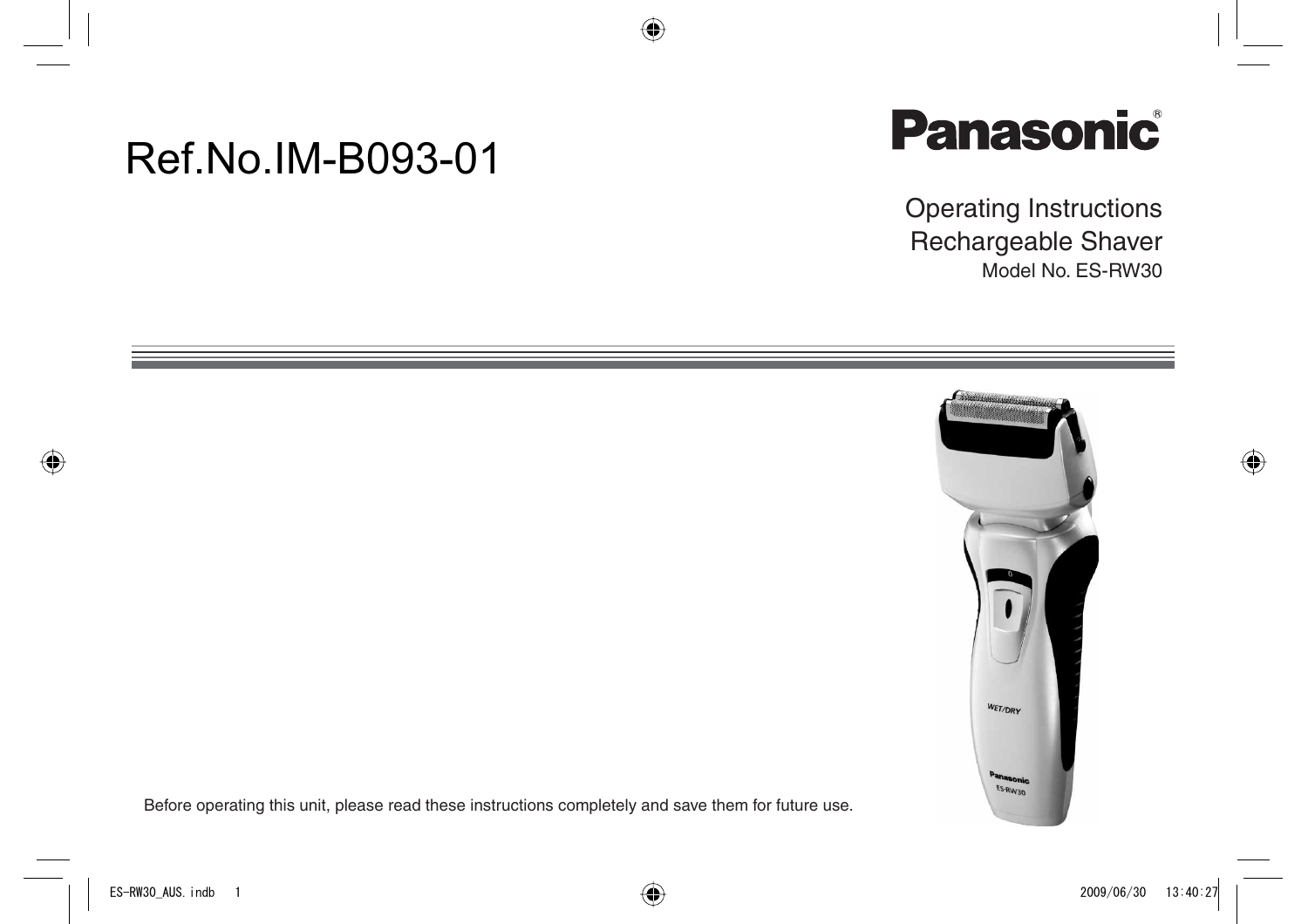Ref.No.IM-B093-01

**Panasonic**®

# Operating Instructions
## Rechargeable Shaver
Model No. ES-RW30

Before operating this unit, please read these instructions completely and save them for future use.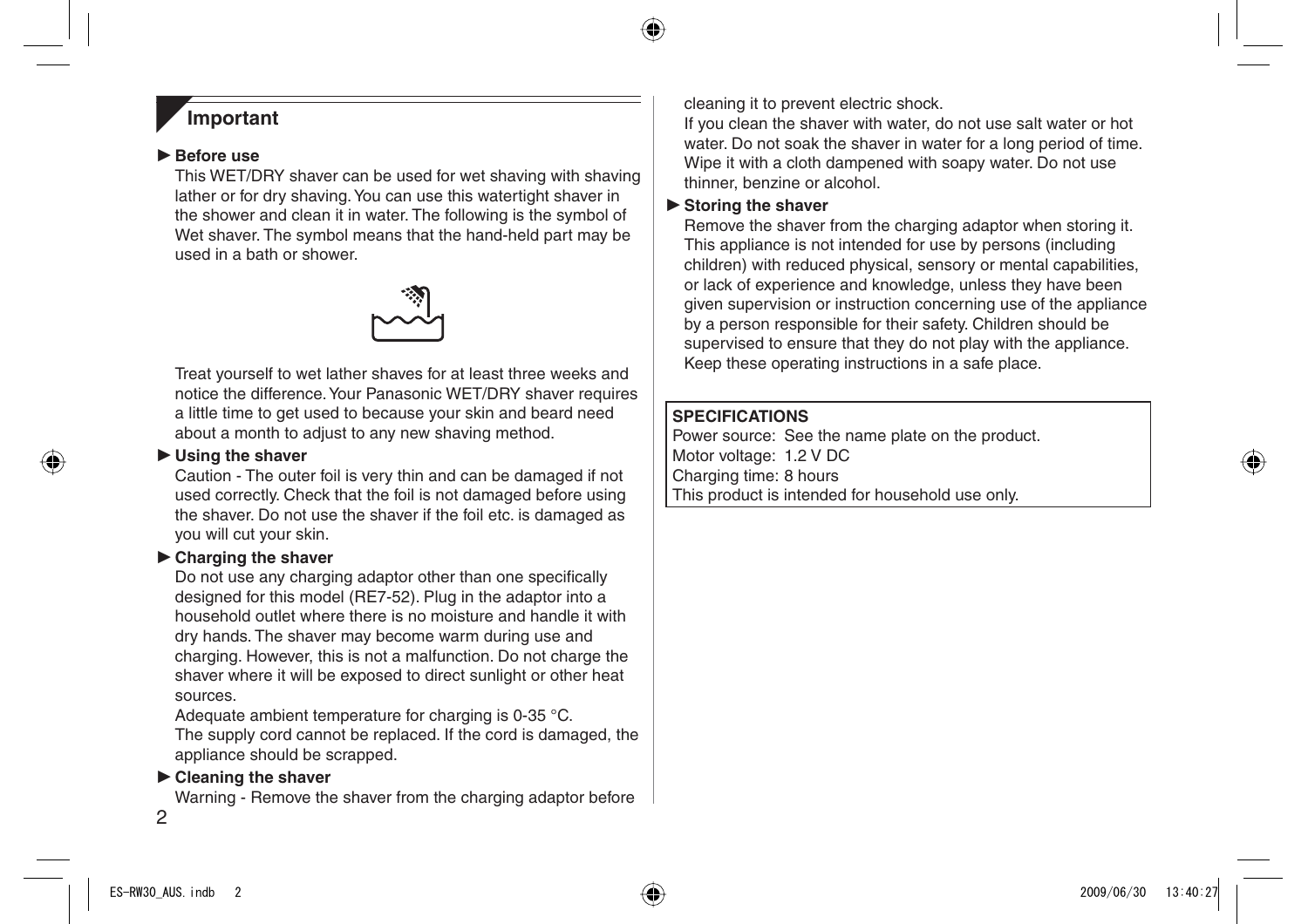## Important

**► Before use**

This WET/DRY shaver can be used for wet shaving with shaving lather or for dry shaving. You can use this watertight shaver in the shower and clean it in water. The following is the symbol of Wet shaver. The symbol means that the hand-held part may be used in a bath or shower.

Treat yourself to wet lather shaves for at least three weeks and notice the difference. Your Panasonic WET/DRY shaver requires a little time to get used to because your skin and beard need about a month to adjust to any new shaving method.

**► Using the shaver**

Caution - The outer foil is very thin and can be damaged if not used correctly. Check that the foil is not damaged before using the shaver. Do not use the shaver if the foil etc. is damaged as you will cut your skin.

**► Charging the shaver**

Do not use any charging adaptor other than one specifically designed for this model (RE7-52). Plug in the adaptor into a household outlet where there is no moisture and handle it with dry hands. The shaver may become warm during use and charging. However, this is not a malfunction. Do not charge the shaver where it will be exposed to direct sunlight or other heat sources.

Adequate ambient temperature for charging is 0-35 °C.

The supply cord cannot be replaced. If the cord is damaged, the appliance should be scrapped.

**► Cleaning the shaver**

Warning - Remove the shaver from the charging adaptor before cleaning it to prevent electric shock.

If you clean the shaver with water, do not use salt water or hot water. Do not soak the shaver in water for a long period of time. Wipe it with a cloth dampened with soapy water. Do not use thinner, benzine or alcohol.

**► Storing the shaver**

Remove the shaver from the charging adaptor when storing it. This appliance is not intended for use by persons (including children) with reduced physical, sensory or mental capabilities, or lack of experience and knowledge, unless they have been given supervision or instruction concerning use of the appliance by a person responsible for their safety. Children should be supervised to ensure that they do not play with the appliance. Keep these operating instructions in a safe place.

**SPECIFICATIONS**

Power source: See the name plate on the product.
Motor voltage: 1.2 V DC
Charging time: 8 hours
This product is intended for household use only.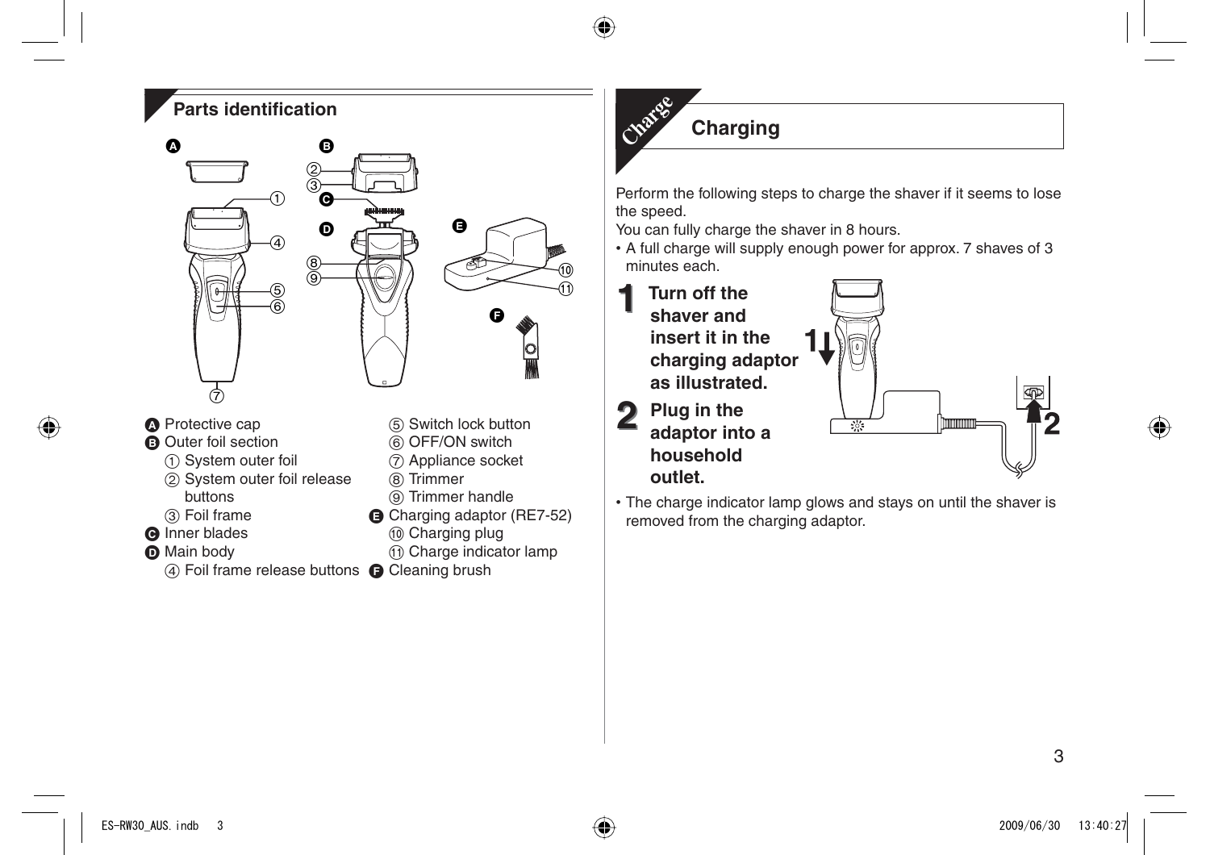## Parts identification

**A** Protective cap
**B** Outer foil section
  ① System outer foil
  ② System outer foil release buttons
  ③ Foil frame
**C** Inner blades
**D** Main body
  ④ Foil frame release buttons
  ⑤ Switch lock button
  ⑥ OFF/ON switch
  ⑦ Appliance socket
  ⑧ Trimmer
  ⑨ Trimmer handle
**E** Charging adaptor (RE7-52)
  ⑩ Charging plug
  ⑪ Charge indicator lamp
**F** Cleaning brush

## Charging

Perform the following steps to charge the shaver if it seems to lose the speed.

You can fully charge the shaver in 8 hours.

- A full charge will supply enough power for approx. 7 shaves of 3 minutes each.

1. **Turn off the shaver and insert it in the charging adaptor as illustrated.**
2. **Plug in the adaptor into a household outlet.**

- The charge indicator lamp glows and stays on until the shaver is removed from the charging adaptor.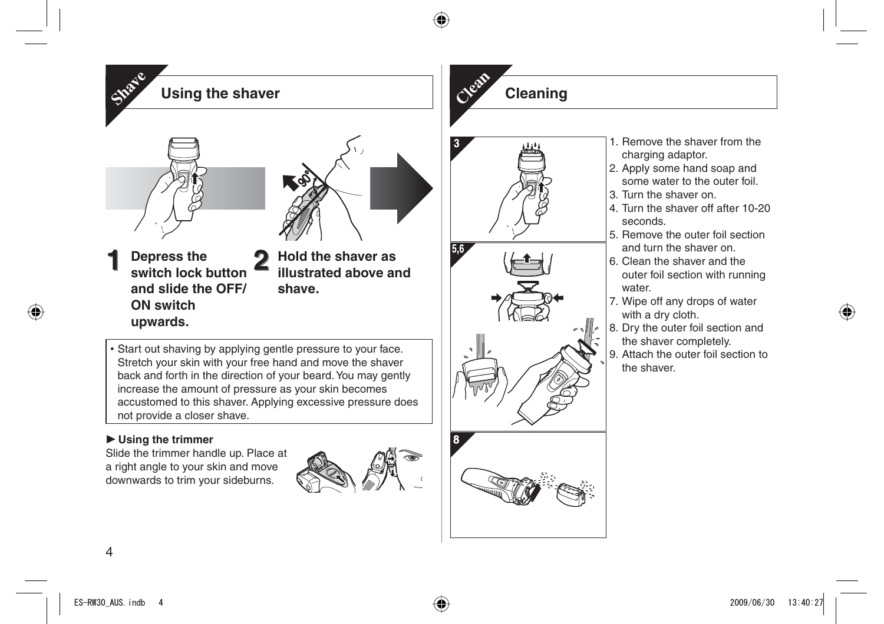## Shave

### Using the shaver

**1** **Depress the switch lock button and slide the OFF/ON switch upwards.**

**2** **Hold the shaver as illustrated above and shave.**

- Start out shaving by applying gentle pressure to your face. Stretch your skin with your free hand and move the shaver back and forth in the direction of your beard. You may gently increase the amount of pressure as your skin becomes accustomed to this shaver. Applying excessive pressure does not provide a closer shave.

**► Using the trimmer**

Slide the trimmer handle up. Place at a right angle to your skin and move downwards to trim your sideburns.

## Clean

### Cleaning

1. Remove the shaver from the charging adaptor.
2. Apply some hand soap and some water to the outer foil.
3. Turn the shaver on.
4. Turn the shaver off after 10-20 seconds.
5. Remove the outer foil section and turn the shaver on.
6. Clean the shaver and the outer foil section with running water.
7. Wipe off any drops of water with a dry cloth.
8. Dry the outer foil section and the shaver completely.
9. Attach the outer foil section to the shaver.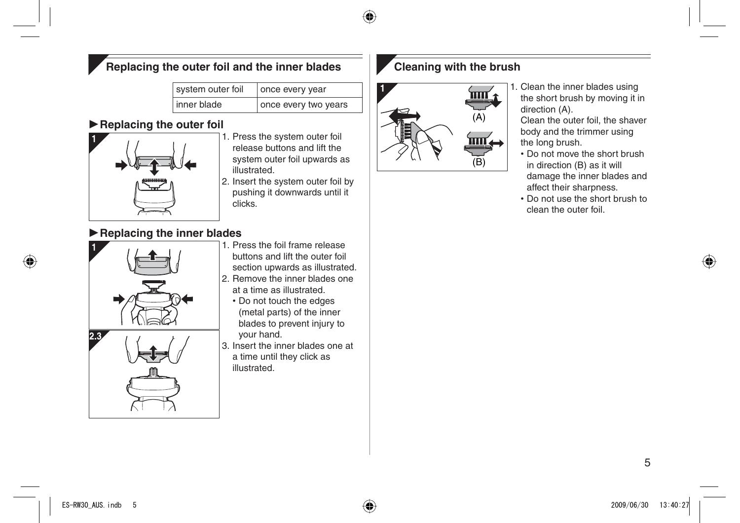## Replacing the outer foil and the inner blades

| system outer foil | once every year |
| --- | --- |
| inner blade | once every two years |

### ►Replacing the outer foil

1. Press the system outer foil release buttons and lift the system outer foil upwards as illustrated.
2. Insert the system outer foil by pushing it downwards until it clicks.

### ►Replacing the inner blades

1. Press the foil frame release buttons and lift the outer foil section upwards as illustrated.
2. Remove the inner blades one at a time as illustrated.
   - Do not touch the edges (metal parts) of the inner blades to prevent injury to your hand.
3. Insert the inner blades one at a time until they click as illustrated.

## Cleaning with the brush

1. Clean the inner blades using the short brush by moving it in direction (A).
   Clean the outer foil, the shaver body and the trimmer using the long brush.
   - Do not move the short brush in direction (B) as it will damage the inner blades and affect their sharpness.
   - Do not use the short brush to clean the outer foil.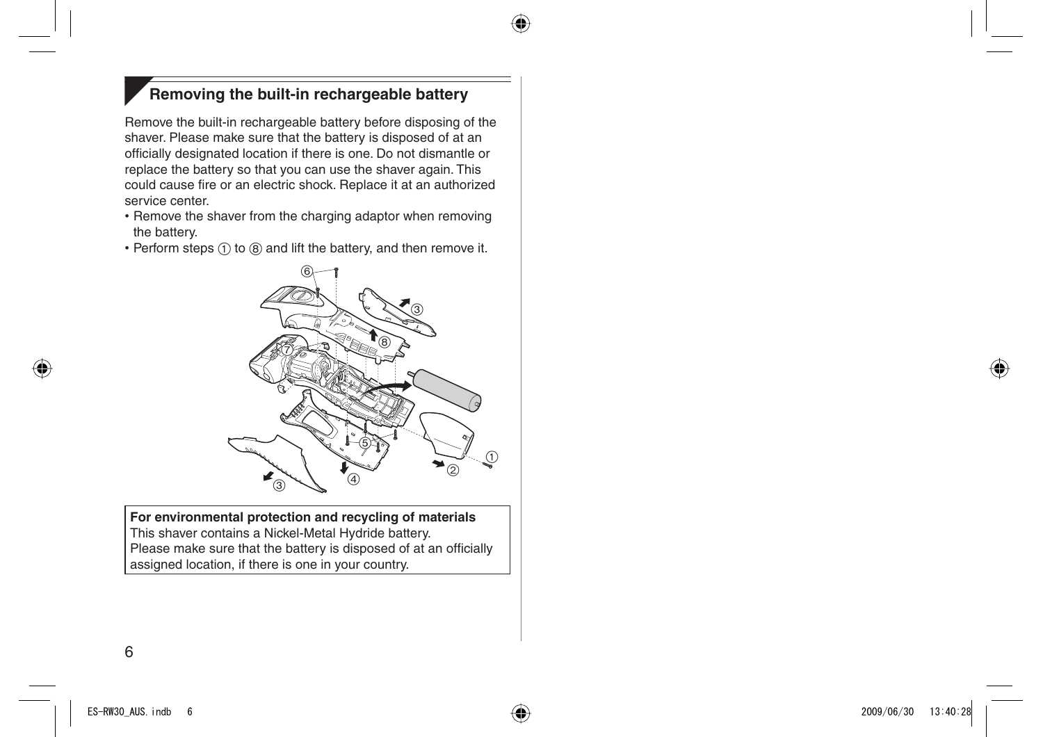## Removing the built-in rechargeable battery

Remove the built-in rechargeable battery before disposing of the shaver. Please make sure that the battery is disposed of at an officially designated location if there is one. Do not dismantle or replace the battery so that you can use the shaver again. This could cause fire or an electric shock. Replace it at an authorized service center.

- Remove the shaver from the charging adaptor when removing the battery.
- Perform steps ① to ⑧ and lift the battery, and then remove it.

**For environmental protection and recycling of materials**
This shaver contains a Nickel-Metal Hydride battery.
Please make sure that the battery is disposed of at an officially assigned location, if there is one in your country.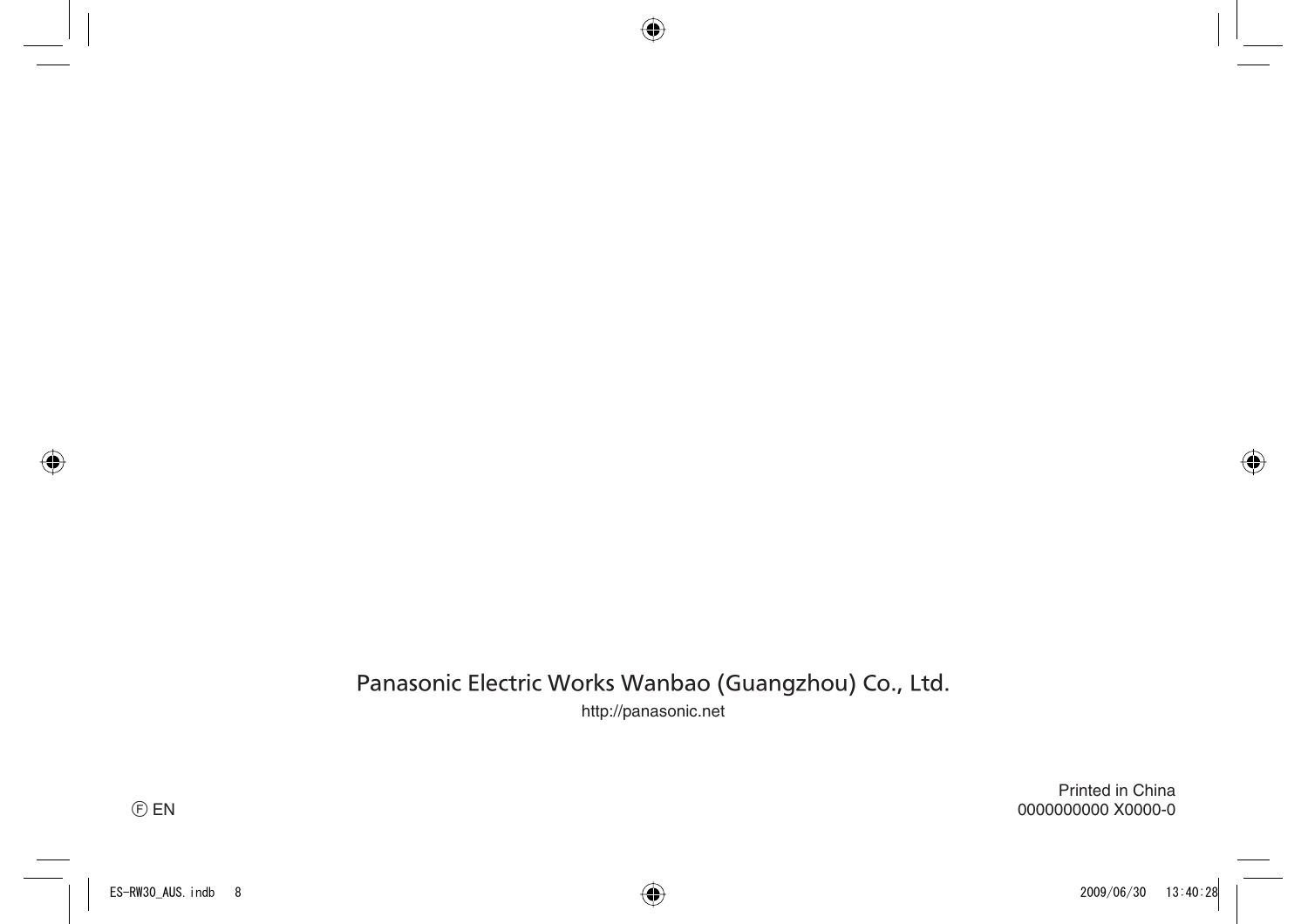Panasonic Electric Works Wanbao (Guangzhou) Co., Ltd.

http://panasonic.net

Ⓕ EN

Printed in China
0000000000 X0000-0